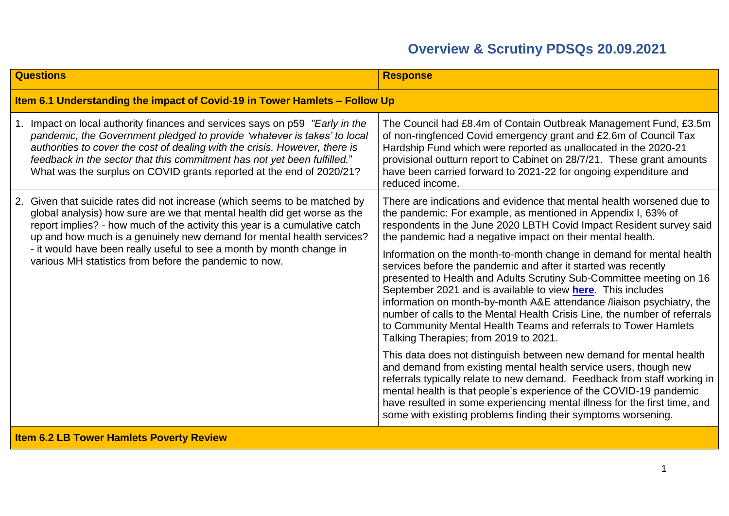# Overview & Scrutiny PDSQs 20.09.2021

| Questions | Response |
| --- | --- |
| **Item 6.1 Understanding the impact of Covid-19 in Tower Hamlets – Follow Up** | |
| 1. Impact on local authority finances and services says on p59 *"Early in the pandemic, the Government pledged to provide 'whatever is takes' to local authorities to cover the cost of dealing with the crisis. However, there is feedback in the sector that this commitment has not yet been fulfilled.*" What was the surplus on COVID grants reported at the end of 2020/21? | The Council had £8.4m of Contain Outbreak Management Fund, £3.5m of non-ringfenced Covid emergency grant and £2.6m of Council Tax Hardship Fund which were reported as unallocated in the 2020-21 provisional outturn report to Cabinet on 28/7/21. These grant amounts have been carried forward to 2021-22 for ongoing expenditure and reduced income. |
| 2. Given that suicide rates did not increase (which seems to be matched by global analysis) how sure are we that mental health did get worse as the report implies? - how much of the activity this year is a cumulative catch up and how much is a genuinely new demand for mental health services? - it would have been really useful to see a month by month change in various MH statistics from before the pandemic to now. | There are indications and evidence that mental health worsened due to the pandemic: For example, as mentioned in Appendix I, 63% of respondents in the June 2020 LBTH Covid Impact Resident survey said the pandemic had a negative impact on their mental health.<br><br>Information on the month-to-month change in demand for mental health services before the pandemic and after it started was recently presented to Health and Adults Scrutiny Sub-Committee meeting on 16 September 2021 and is available to view **here**. This includes information on month-by-month A&E attendance /liaison psychiatry, the number of calls to the Mental Health Crisis Line, the number of referrals to Community Mental Health Teams and referrals to Tower Hamlets Talking Therapies; from 2019 to 2021.<br><br>This data does not distinguish between new demand for mental health and demand from existing mental health service users, though new referrals typically relate to new demand. Feedback from staff working in mental health is that people's experience of the COVID-19 pandemic have resulted in some experiencing mental illness for the first time, and some with existing problems finding their symptoms worsening. |
| **Item 6.2 LB Tower Hamlets Poverty Review** | |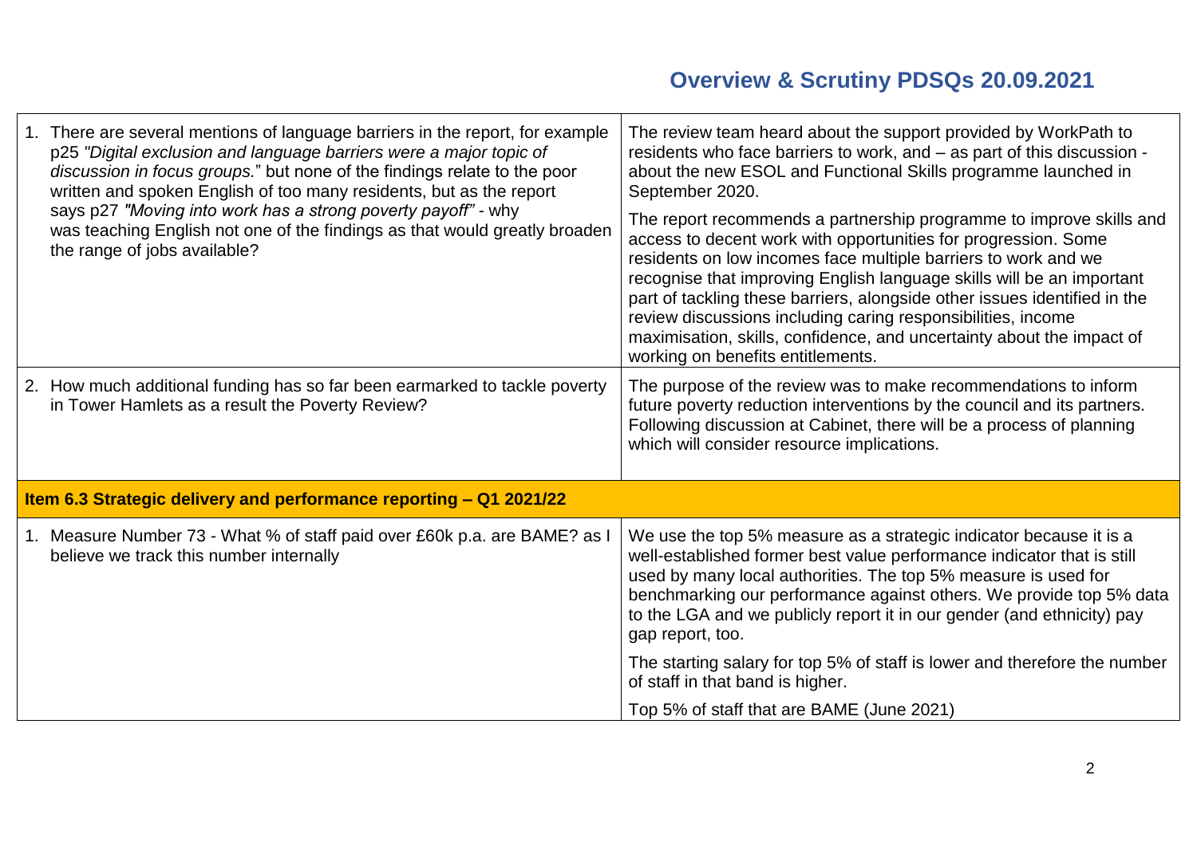# Overview & Scrutiny PDSQs 20.09.2021

| | |
|---|---|
| 1. There are several mentions of language barriers in the report, for example p25 *"Digital exclusion and language barriers were a major topic of discussion in focus groups.*" but none of the findings relate to the poor written and spoken English of too many residents, but as the report says p27 *"Moving into work has a strong poverty payoff"* - why was teaching English not one of the findings as that would greatly broaden the range of jobs available? | The review team heard about the support provided by WorkPath to residents who face barriers to work, and – as part of this discussion - about the new ESOL and Functional Skills programme launched in September 2020.<br><br>The report recommends a partnership programme to improve skills and access to decent work with opportunities for progression. Some residents on low incomes face multiple barriers to work and we recognise that improving English language skills will be an important part of tackling these barriers, alongside other issues identified in the review discussions including caring responsibilities, income maximisation, skills, confidence, and uncertainty about the impact of working on benefits entitlements. |
| 2. How much additional funding has so far been earmarked to tackle poverty in Tower Hamlets as a result the Poverty Review? | The purpose of the review was to make recommendations to inform future poverty reduction interventions by the council and its partners. Following discussion at Cabinet, there will be a process of planning which will consider resource implications. |
| **Item 6.3 Strategic delivery and performance reporting – Q1 2021/22** | |
| 1. Measure Number 73 - What % of staff paid over £60k p.a. are BAME? as I believe we track this number internally | We use the top 5% measure as a strategic indicator because it is a well-established former best value performance indicator that is still used by many local authorities. The top 5% measure is used for benchmarking our performance against others. We provide top 5% data to the LGA and we publicly report it in our gender (and ethnicity) pay gap report, too.<br><br>The starting salary for top 5% of staff is lower and therefore the number of staff in that band is higher.<br><br>Top 5% of staff that are BAME (June 2021) |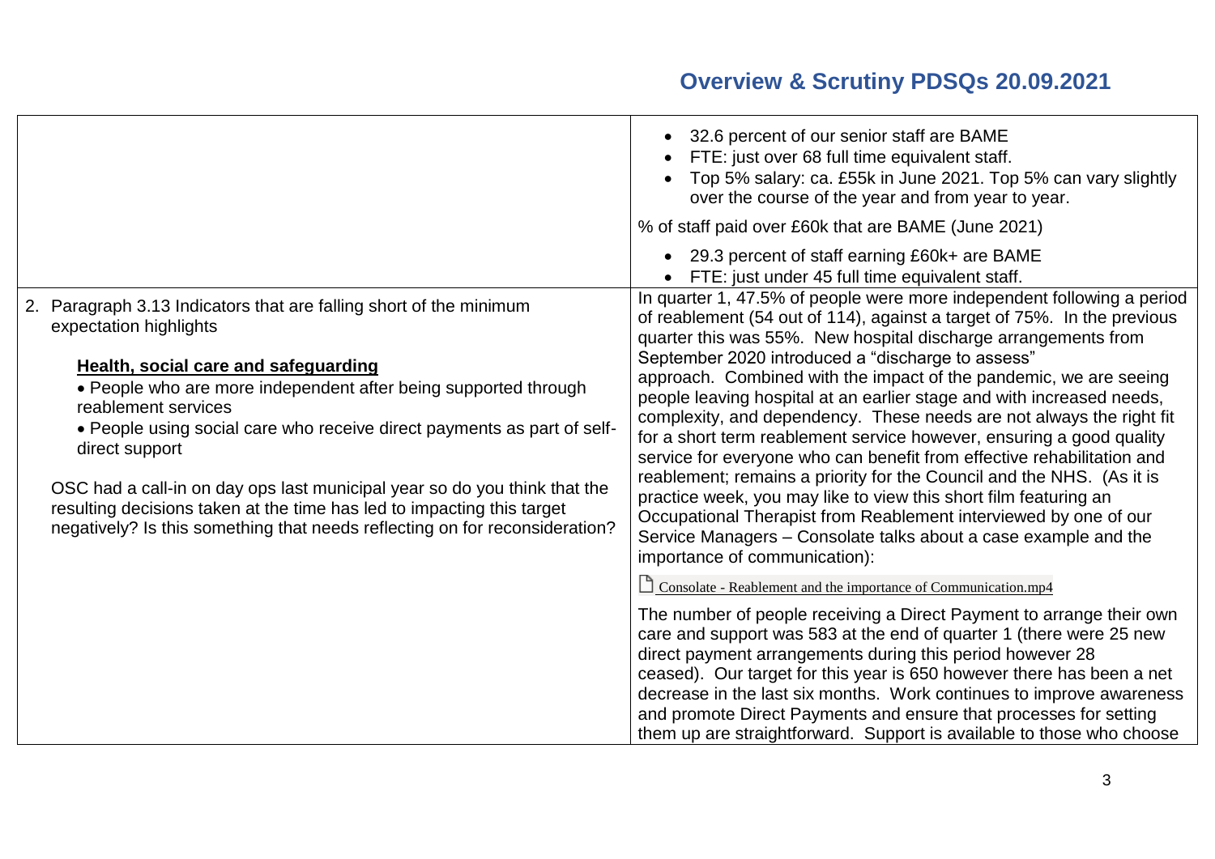| | |
|---|---|
| | • 32.6 percent of our senior staff are BAME<br>• FTE: just over 68 full time equivalent staff.<br>• Top 5% salary: ca. £55k in June 2021. Top 5% can vary slightly over the course of the year and from year to year.<br><br>% of staff paid over £60k that are BAME (June 2021)<br><br>• 29.3 percent of staff earning £60k+ are BAME<br>• FTE: just under 45 full time equivalent staff. |
| 2. Paragraph 3.13 Indicators that are falling short of the minimum expectation highlights<br><br>**Health, social care and safeguarding**<br>• People who are more independent after being supported through reablement services<br>• People using social care who receive direct payments as part of self-direct support<br><br>OSC had a call-in on day ops last municipal year so do you think that the resulting decisions taken at the time has led to impacting this target negatively? Is this something that needs reflecting on for reconsideration? | In quarter 1, 47.5% of people were more independent following a period of reablement (54 out of 114), against a target of 75%. In the previous quarter this was 55%. New hospital discharge arrangements from September 2020 introduced a "discharge to assess" approach. Combined with the impact of the pandemic, we are seeing people leaving hospital at an earlier stage and with increased needs, complexity, and dependency. These needs are not always the right fit for a short term reablement service however, ensuring a good quality service for everyone who can benefit from effective rehabilitation and reablement; remains a priority for the Council and the NHS. (As it is practice week, you may like to view this short film featuring an Occupational Therapist from Reablement interviewed by one of our Service Managers – Consolate talks about a case example and the importance of communication):<br><br>Consolate - Reablement and the importance of Communication.mp4<br><br>The number of people receiving a Direct Payment to arrange their own care and support was 583 at the end of quarter 1 (there were 25 new direct payment arrangements during this period however 28 ceased). Our target for this year is 650 however there has been a net decrease in the last six months. Work continues to improve awareness and promote Direct Payments and ensure that processes for setting them up are straightforward. Support is available to those who choose |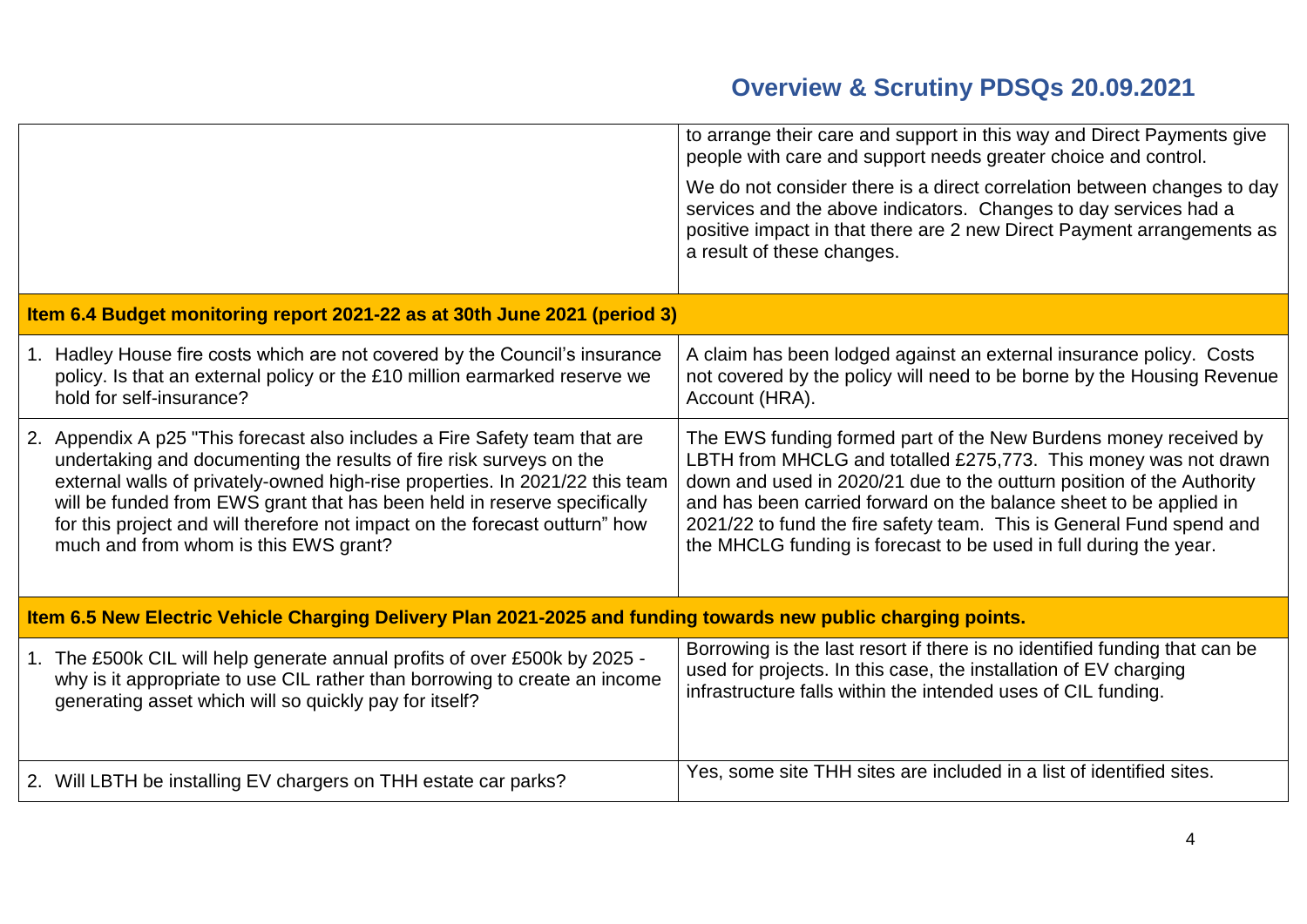| | |
|---|---|
| | to arrange their care and support in this way and Direct Payments give people with care and support needs greater choice and control.<br><br>We do not consider there is a direct correlation between changes to day services and the above indicators. Changes to day services had a positive impact in that there are 2 new Direct Payment arrangements as a result of these changes. |
| **Item 6.4 Budget monitoring report 2021-22 as at 30th June 2021 (period 3)** | |
| 1. Hadley House fire costs which are not covered by the Council's insurance policy. Is that an external policy or the £10 million earmarked reserve we hold for self-insurance? | A claim has been lodged against an external insurance policy. Costs not covered by the policy will need to be borne by the Housing Revenue Account (HRA). |
| 2. Appendix A p25 "This forecast also includes a Fire Safety team that are undertaking and documenting the results of fire risk surveys on the external walls of privately-owned high-rise properties. In 2021/22 this team will be funded from EWS grant that has been held in reserve specifically for this project and will therefore not impact on the forecast outturn" how much and from whom is this EWS grant? | The EWS funding formed part of the New Burdens money received by LBTH from MHCLG and totalled £275,773. This money was not drawn down and used in 2020/21 due to the outturn position of the Authority and has been carried forward on the balance sheet to be applied in 2021/22 to fund the fire safety team. This is General Fund spend and the MHCLG funding is forecast to be used in full during the year. |
| **Item 6.5 New Electric Vehicle Charging Delivery Plan 2021-2025 and funding towards new public charging points.** | |
| 1. The £500k CIL will help generate annual profits of over £500k by 2025 - why is it appropriate to use CIL rather than borrowing to create an income generating asset which will so quickly pay for itself? | Borrowing is the last resort if there is no identified funding that can be used for projects. In this case, the installation of EV charging infrastructure falls within the intended uses of CIL funding. |
| 2. Will LBTH be installing EV chargers on THH estate car parks? | Yes, some site THH sites are included in a list of identified sites. |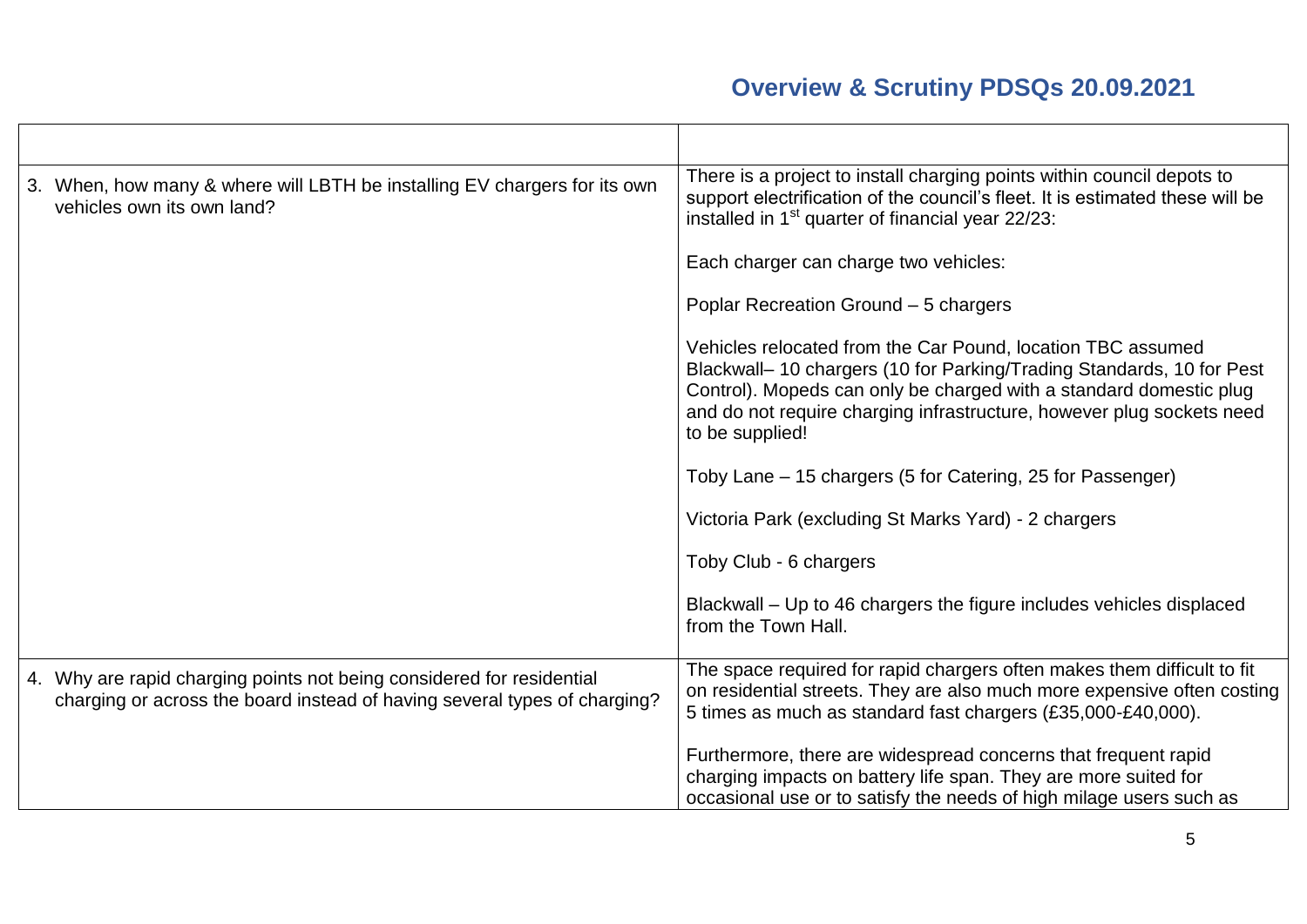| | |
|---|---|
| 3. When, how many & where will LBTH be installing EV chargers for its own vehicles own its own land? | There is a project to install charging points within council depots to support electrification of the council's fleet. It is estimated these will be installed in 1st quarter of financial year 22/23:<br><br>Each charger can charge two vehicles:<br><br>Poplar Recreation Ground – 5 chargers<br><br>Vehicles relocated from the Car Pound, location TBC assumed Blackwall– 10 chargers (10 for Parking/Trading Standards, 10 for Pest Control). Mopeds can only be charged with a standard domestic plug and do not require charging infrastructure, however plug sockets need to be supplied!<br><br>Toby Lane – 15 chargers (5 for Catering, 25 for Passenger)<br><br>Victoria Park (excluding St Marks Yard) - 2 chargers<br><br>Toby Club - 6 chargers<br><br>Blackwall – Up to 46 chargers the figure includes vehicles displaced from the Town Hall. |
| 4. Why are rapid charging points not being considered for residential charging or across the board instead of having several types of charging? | The space required for rapid chargers often makes them difficult to fit on residential streets. They are also much more expensive often costing 5 times as much as standard fast chargers (£35,000-£40,000).<br><br>Furthermore, there are widespread concerns that frequent rapid charging impacts on battery life span. They are more suited for occasional use or to satisfy the needs of high milage users such as |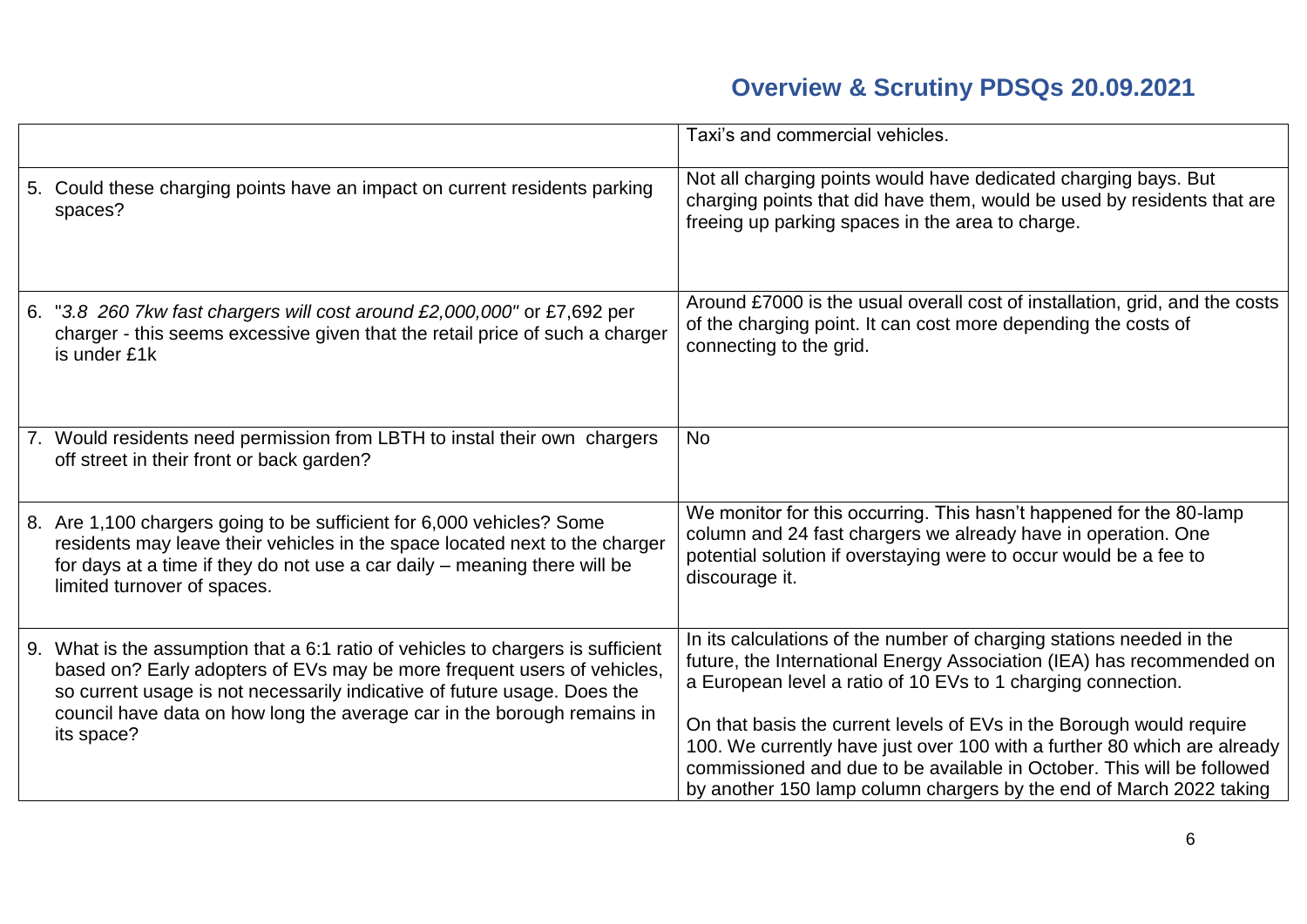| | |
|---|---|
| | Taxi's and commercial vehicles. |
| 5. Could these charging points have an impact on current residents parking spaces? | Not all charging points would have dedicated charging bays. But charging points that did have them, would be used by residents that are freeing up parking spaces in the area to charge. |
| 6. "*3.8 260 7kw fast chargers will cost around £2,000,000"* or £7,692 per charger - this seems excessive given that the retail price of such a charger is under £1k | Around £7000 is the usual overall cost of installation, grid, and the costs of the charging point. It can cost more depending the costs of connecting to the grid. |
| 7. Would residents need permission from LBTH to instal their own chargers off street in their front or back garden? | No |
| 8. Are 1,100 chargers going to be sufficient for 6,000 vehicles? Some residents may leave their vehicles in the space located next to the charger for days at a time if they do not use a car daily – meaning there will be limited turnover of spaces. | We monitor for this occurring. This hasn't happened for the 80-lamp column and 24 fast chargers we already have in operation. One potential solution if overstaying were to occur would be a fee to discourage it. |
| 9. What is the assumption that a 6:1 ratio of vehicles to chargers is sufficient based on? Early adopters of EVs may be more frequent users of vehicles, so current usage is not necessarily indicative of future usage. Does the council have data on how long the average car in the borough remains in its space? | In its calculations of the number of charging stations needed in the future, the International Energy Association (IEA) has recommended on a European level a ratio of 10 EVs to 1 charging connection.<br><br>On that basis the current levels of EVs in the Borough would require 100. We currently have just over 100 with a further 80 which are already commissioned and due to be available in October. This will be followed by another 150 lamp column chargers by the end of March 2022 taking |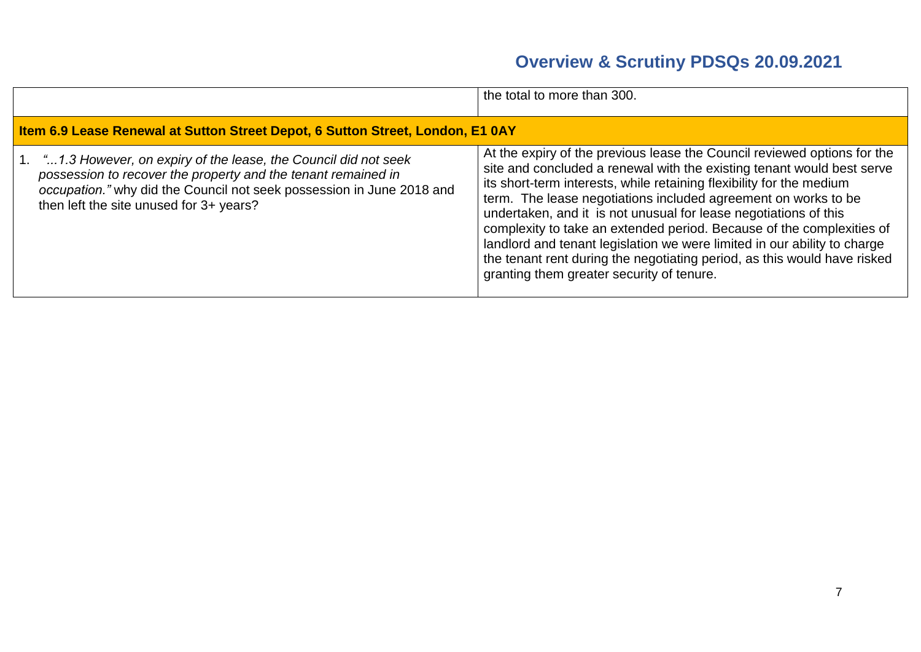| | |
|---|---|
| | the total to more than 300. |
| **Item 6.9 Lease Renewal at Sutton Street Depot, 6 Sutton Street, London, E1 0AY** | |
| 1. *"...1.3 However, on expiry of the lease, the Council did not seek possession to recover the property and the tenant remained in occupation."* why did the Council not seek possession in June 2018 and then left the site unused for 3+ years? | At the expiry of the previous lease the Council reviewed options for the site and concluded a renewal with the existing tenant would best serve its short-term interests, while retaining flexibility for the medium term. The lease negotiations included agreement on works to be undertaken, and it is not unusual for lease negotiations of this complexity to take an extended period. Because of the complexities of landlord and tenant legislation we were limited in our ability to charge the tenant rent during the negotiating period, as this would have risked granting them greater security of tenure. |